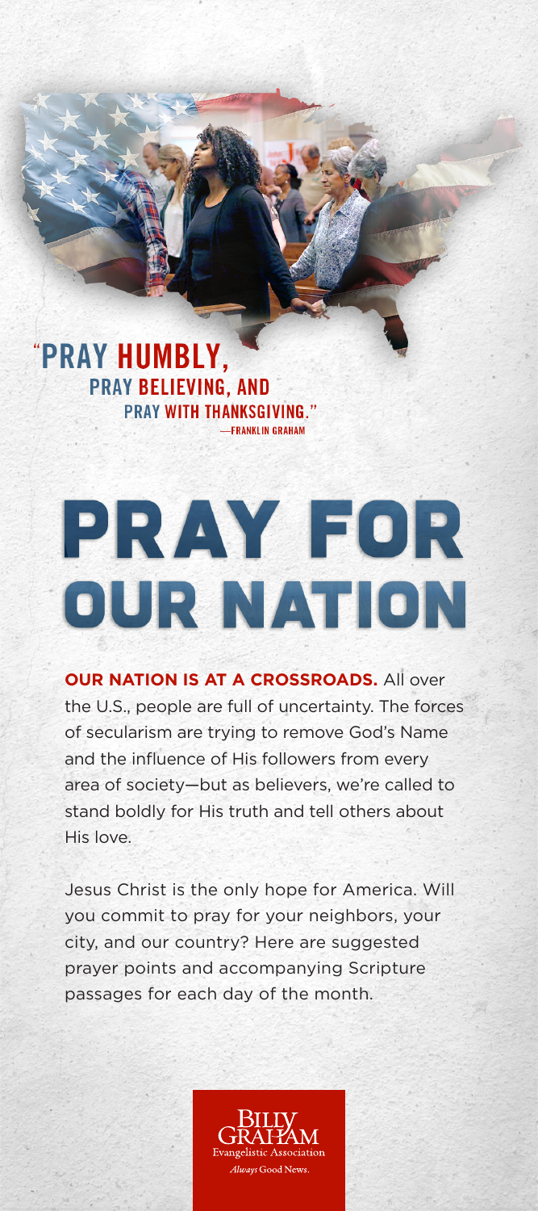"PRAY HUMBLY, PRAY BELIEVING, AND PRAY WITH THANKSGIVING."
—FRANKLIN GRAHAM

# PRAY FOR OUR NATION

**OUR NATION IS AT A CROSSROADS.** All over the U.S., people are full of uncertainty. The forces of secularism are trying to remove God's Name and the influence of His followers from every area of society—but as believers, we're called to stand boldly for His truth and tell others about His love.

Jesus Christ is the only hope for America. Will you commit to pray for your neighbors, your city, and our country? Here are suggested prayer points and accompanying Scripture passages for each day of the month.

Billy Graham Evangelistic Association
*Always* Good News.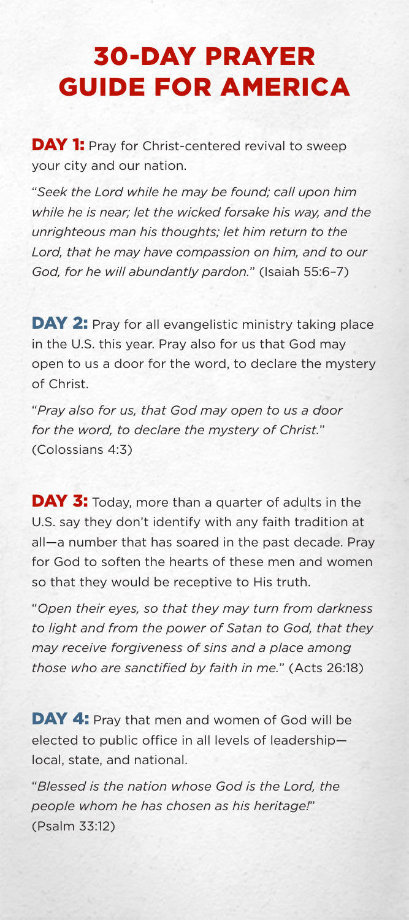# 30-DAY PRAYER GUIDE FOR AMERICA

**DAY 1:** Pray for Christ-centered revival to sweep your city and our nation.

"*Seek the Lord while he may be found; call upon him while he is near; let the wicked forsake his way, and the unrighteous man his thoughts; let him return to the Lord, that he may have compassion on him, and to our God, for he will abundantly pardon.*" (Isaiah 55:6–7)

**DAY 2:** Pray for all evangelistic ministry taking place in the U.S. this year. Pray also for us that God may open to us a door for the word, to declare the mystery of Christ.

"*Pray also for us, that God may open to us a door for the word, to declare the mystery of Christ.*" (Colossians 4:3)

**DAY 3:** Today, more than a quarter of adults in the U.S. say they don't identify with any faith tradition at all—a number that has soared in the past decade. Pray for God to soften the hearts of these men and women so that they would be receptive to His truth.

"*Open their eyes, so that they may turn from darkness to light and from the power of Satan to God, that they may receive forgiveness of sins and a place among those who are sanctified by faith in me.*" (Acts 26:18)

**DAY 4:** Pray that men and women of God will be elected to public office in all levels of leadership—local, state, and national.

"*Blessed is the nation whose God is the Lord, the people whom he has chosen as his heritage!*" (Psalm 33:12)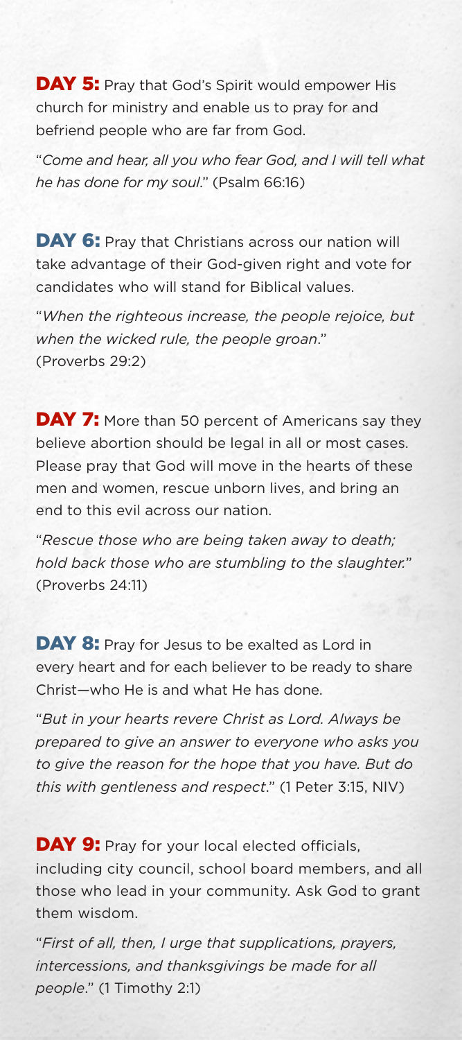**DAY 5:** Pray that God's Spirit would empower His church for ministry and enable us to pray for and befriend people who are far from God.

"*Come and hear, all you who fear God, and I will tell what he has done for my soul*." (Psalm 66:16)

**DAY 6:** Pray that Christians across our nation will take advantage of their God-given right and vote for candidates who will stand for Biblical values.

"*When the righteous increase, the people rejoice, but when the wicked rule, the people groan*." (Proverbs 29:2)

**DAY 7:** More than 50 percent of Americans say they believe abortion should be legal in all or most cases. Please pray that God will move in the hearts of these men and women, rescue unborn lives, and bring an end to this evil across our nation.

"*Rescue those who are being taken away to death; hold back those who are stumbling to the slaughter.*" (Proverbs 24:11)

**DAY 8:** Pray for Jesus to be exalted as Lord in every heart and for each believer to be ready to share Christ—who He is and what He has done.

"*But in your hearts revere Christ as Lord. Always be prepared to give an answer to everyone who asks you to give the reason for the hope that you have. But do this with gentleness and respect*." (1 Peter 3:15, NIV)

**DAY 9:** Pray for your local elected officials, including city council, school board members, and all those who lead in your community. Ask God to grant them wisdom.

"*First of all, then, I urge that supplications, prayers, intercessions, and thanksgivings be made for all people*." (1 Timothy 2:1)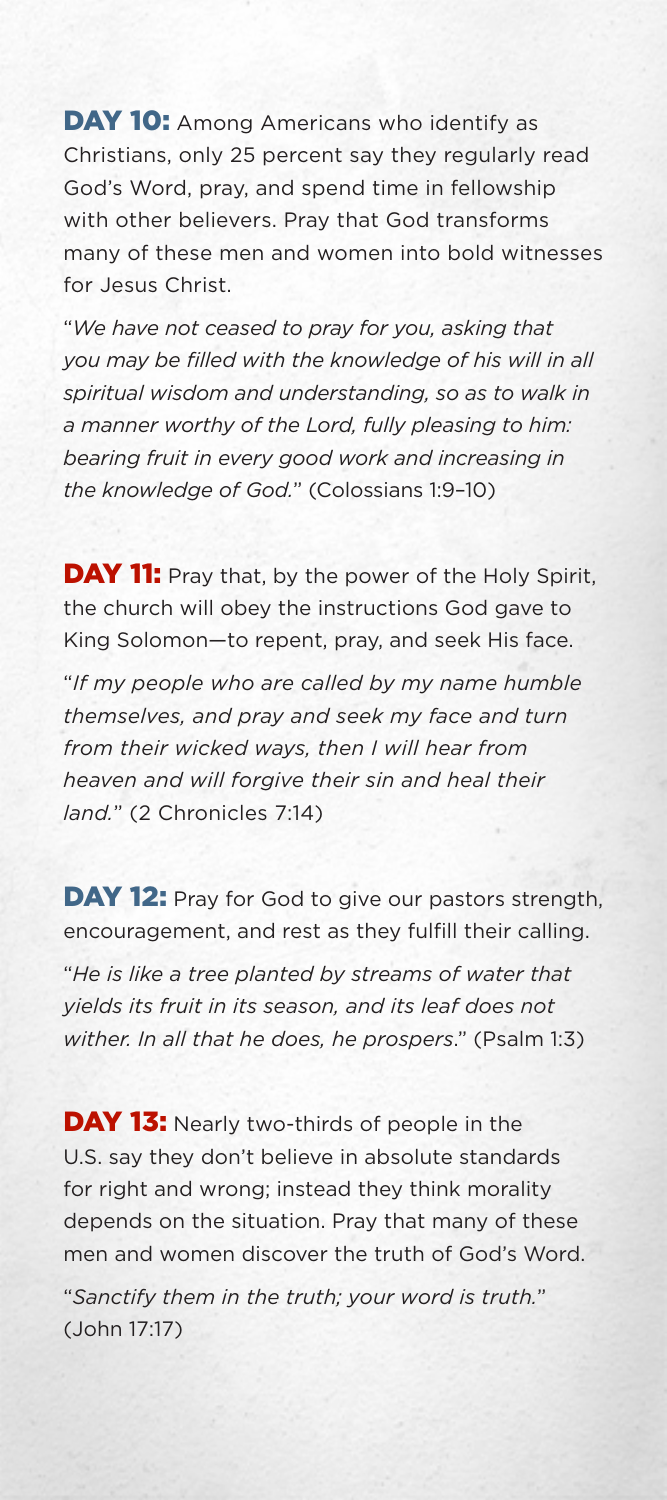**DAY 10:** Among Americans who identify as Christians, only 25 percent say they regularly read God's Word, pray, and spend time in fellowship with other believers. Pray that God transforms many of these men and women into bold witnesses for Jesus Christ.

"*We have not ceased to pray for you, asking that you may be filled with the knowledge of his will in all spiritual wisdom and understanding, so as to walk in a manner worthy of the Lord, fully pleasing to him: bearing fruit in every good work and increasing in the knowledge of God.*" (Colossians 1:9–10)

**DAY 11:** Pray that, by the power of the Holy Spirit, the church will obey the instructions God gave to King Solomon—to repent, pray, and seek His face.

"*If my people who are called by my name humble themselves, and pray and seek my face and turn from their wicked ways, then I will hear from heaven and will forgive their sin and heal their land.*" (2 Chronicles 7:14)

**DAY 12:** Pray for God to give our pastors strength, encouragement, and rest as they fulfill their calling.

"*He is like a tree planted by streams of water that yields its fruit in its season, and its leaf does not wither. In all that he does, he prospers*." (Psalm 1:3)

**DAY 13:** Nearly two-thirds of people in the U.S. say they don't believe in absolute standards for right and wrong; instead they think morality depends on the situation. Pray that many of these men and women discover the truth of God's Word.

"*Sanctify them in the truth; your word is truth.*" (John 17:17)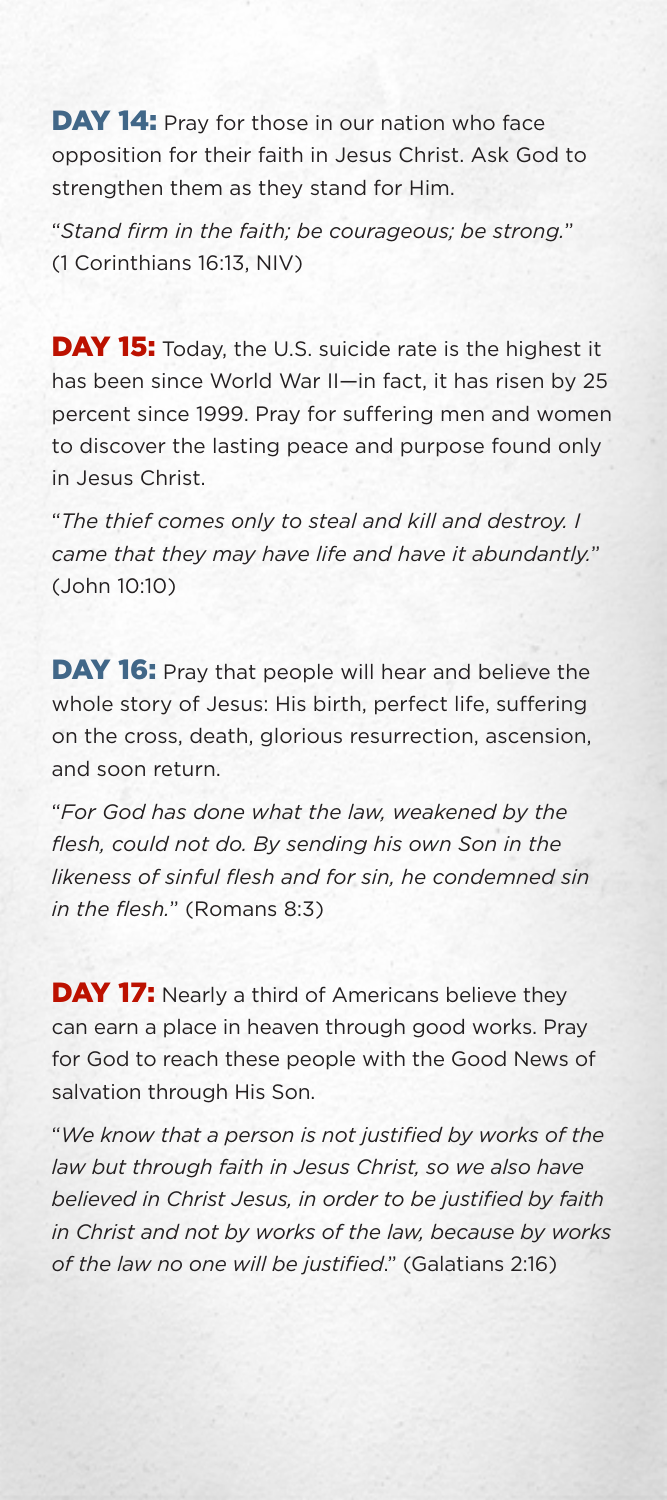**DAY 14:** Pray for those in our nation who face opposition for their faith in Jesus Christ. Ask God to strengthen them as they stand for Him.

"*Stand firm in the faith; be courageous; be strong.*" (1 Corinthians 16:13, NIV)

**DAY 15:** Today, the U.S. suicide rate is the highest it has been since World War II—in fact, it has risen by 25 percent since 1999. Pray for suffering men and women to discover the lasting peace and purpose found only in Jesus Christ.

"*The thief comes only to steal and kill and destroy. I came that they may have life and have it abundantly.*" (John 10:10)

**DAY 16:** Pray that people will hear and believe the whole story of Jesus: His birth, perfect life, suffering on the cross, death, glorious resurrection, ascension, and soon return.

"*For God has done what the law, weakened by the flesh, could not do. By sending his own Son in the likeness of sinful flesh and for sin, he condemned sin in the flesh.*" (Romans 8:3)

**DAY 17:** Nearly a third of Americans believe they can earn a place in heaven through good works. Pray for God to reach these people with the Good News of salvation through His Son.

"*We know that a person is not justified by works of the law but through faith in Jesus Christ, so we also have believed in Christ Jesus, in order to be justified by faith in Christ and not by works of the law, because by works of the law no one will be justified.*" (Galatians 2:16)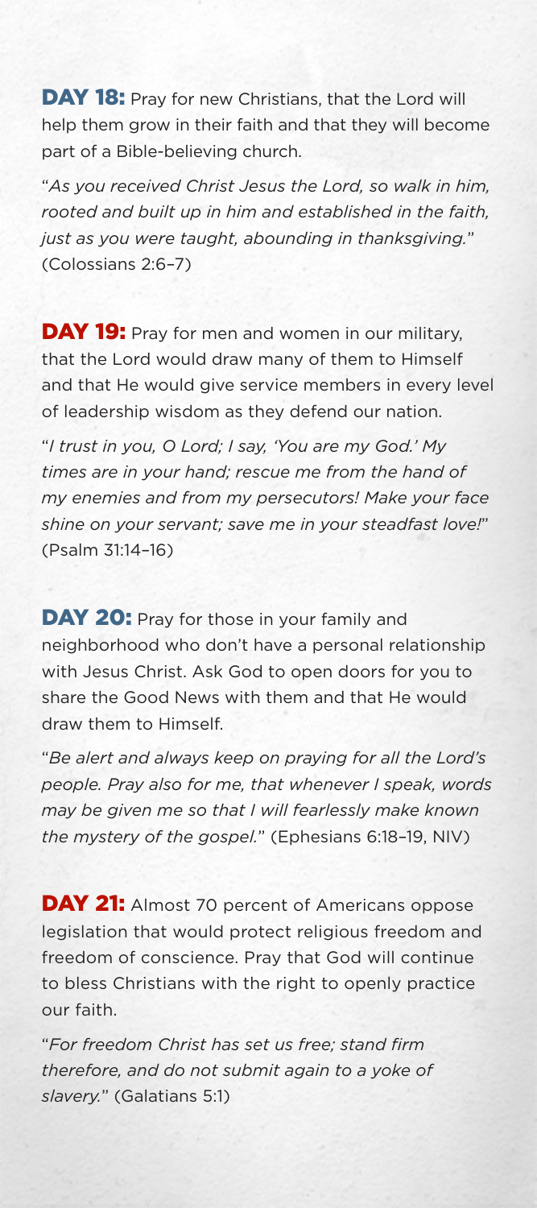**DAY 18:** Pray for new Christians, that the Lord will help them grow in their faith and that they will become part of a Bible-believing church.

"*As you received Christ Jesus the Lord, so walk in him, rooted and built up in him and established in the faith, just as you were taught, abounding in thanksgiving.*" (Colossians 2:6–7)

**DAY 19:** Pray for men and women in our military, that the Lord would draw many of them to Himself and that He would give service members in every level of leadership wisdom as they defend our nation.

"*I trust in you, O Lord; I say, 'You are my God.' My times are in your hand; rescue me from the hand of my enemies and from my persecutors! Make your face shine on your servant; save me in your steadfast love!*" (Psalm 31:14–16)

**DAY 20:** Pray for those in your family and neighborhood who don't have a personal relationship with Jesus Christ. Ask God to open doors for you to share the Good News with them and that He would draw them to Himself.

"*Be alert and always keep on praying for all the Lord's people. Pray also for me, that whenever I speak, words may be given me so that I will fearlessly make known the mystery of the gospel.*" (Ephesians 6:18–19, NIV)

**DAY 21:** Almost 70 percent of Americans oppose legislation that would protect religious freedom and freedom of conscience. Pray that God will continue to bless Christians with the right to openly practice our faith.

"*For freedom Christ has set us free; stand firm therefore, and do not submit again to a yoke of slavery.*" (Galatians 5:1)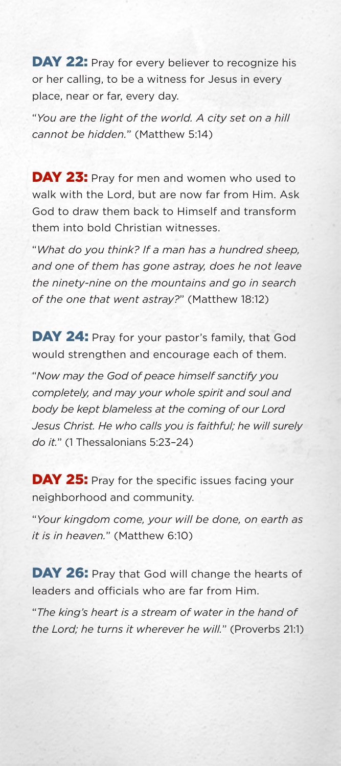**DAY 22:** Pray for every believer to recognize his or her calling, to be a witness for Jesus in every place, near or far, every day.

"*You are the light of the world. A city set on a hill cannot be hidden.*" (Matthew 5:14)

**DAY 23:** Pray for men and women who used to walk with the Lord, but are now far from Him. Ask God to draw them back to Himself and transform them into bold Christian witnesses.

"*What do you think? If a man has a hundred sheep, and one of them has gone astray, does he not leave the ninety-nine on the mountains and go in search of the one that went astray?*" (Matthew 18:12)

**DAY 24:** Pray for your pastor's family, that God would strengthen and encourage each of them.

"*Now may the God of peace himself sanctify you completely, and may your whole spirit and soul and body be kept blameless at the coming of our Lord Jesus Christ. He who calls you is faithful; he will surely do it.*" (1 Thessalonians 5:23–24)

**DAY 25:** Pray for the specific issues facing your neighborhood and community.

"*Your kingdom come, your will be done, on earth as it is in heaven.*" (Matthew 6:10)

**DAY 26:** Pray that God will change the hearts of leaders and officials who are far from Him.

"*The king's heart is a stream of water in the hand of the Lord; he turns it wherever he will.*" (Proverbs 21:1)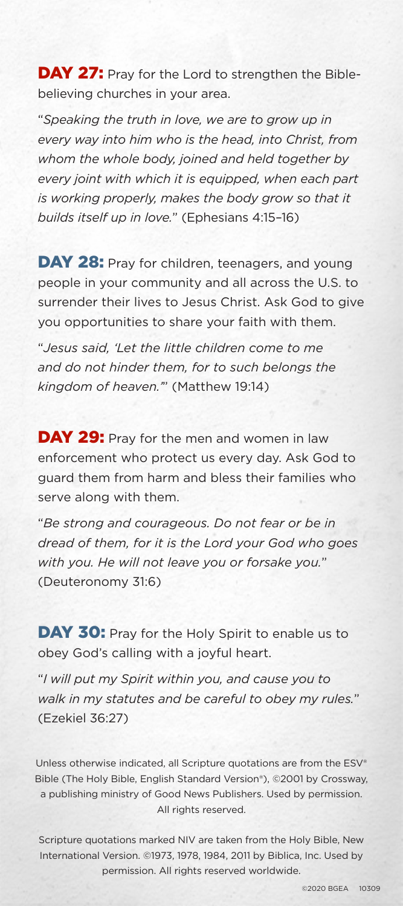**DAY 27:** Pray for the Lord to strengthen the Bible-believing churches in your area.

"*Speaking the truth in love, we are to grow up in every way into him who is the head, into Christ, from whom the whole body, joined and held together by every joint with which it is equipped, when each part is working properly, makes the body grow so that it builds itself up in love.*" (Ephesians 4:15–16)

**DAY 28:** Pray for children, teenagers, and young people in your community and all across the U.S. to surrender their lives to Jesus Christ. Ask God to give you opportunities to share your faith with them.

"*Jesus said, 'Let the little children come to me and do not hinder them, for to such belongs the kingdom of heaven.'*" (Matthew 19:14)

**DAY 29:** Pray for the men and women in law enforcement who protect us every day. Ask God to guard them from harm and bless their families who serve along with them.

"*Be strong and courageous. Do not fear or be in dread of them, for it is the Lord your God who goes with you. He will not leave you or forsake you.*" (Deuteronomy 31:6)

**DAY 30:** Pray for the Holy Spirit to enable us to obey God's calling with a joyful heart.

"*I will put my Spirit within you, and cause you to walk in my statutes and be careful to obey my rules.*" (Ezekiel 36:27)

Unless otherwise indicated, all Scripture quotations are from the ESV® Bible (The Holy Bible, English Standard Version®), ©2001 by Crossway, a publishing ministry of Good News Publishers. Used by permission. All rights reserved.

Scripture quotations marked NIV are taken from the Holy Bible, New International Version. ©1973, 1978, 1984, 2011 by Biblica, Inc. Used by permission. All rights reserved worldwide.

©2020 BGEA 10309